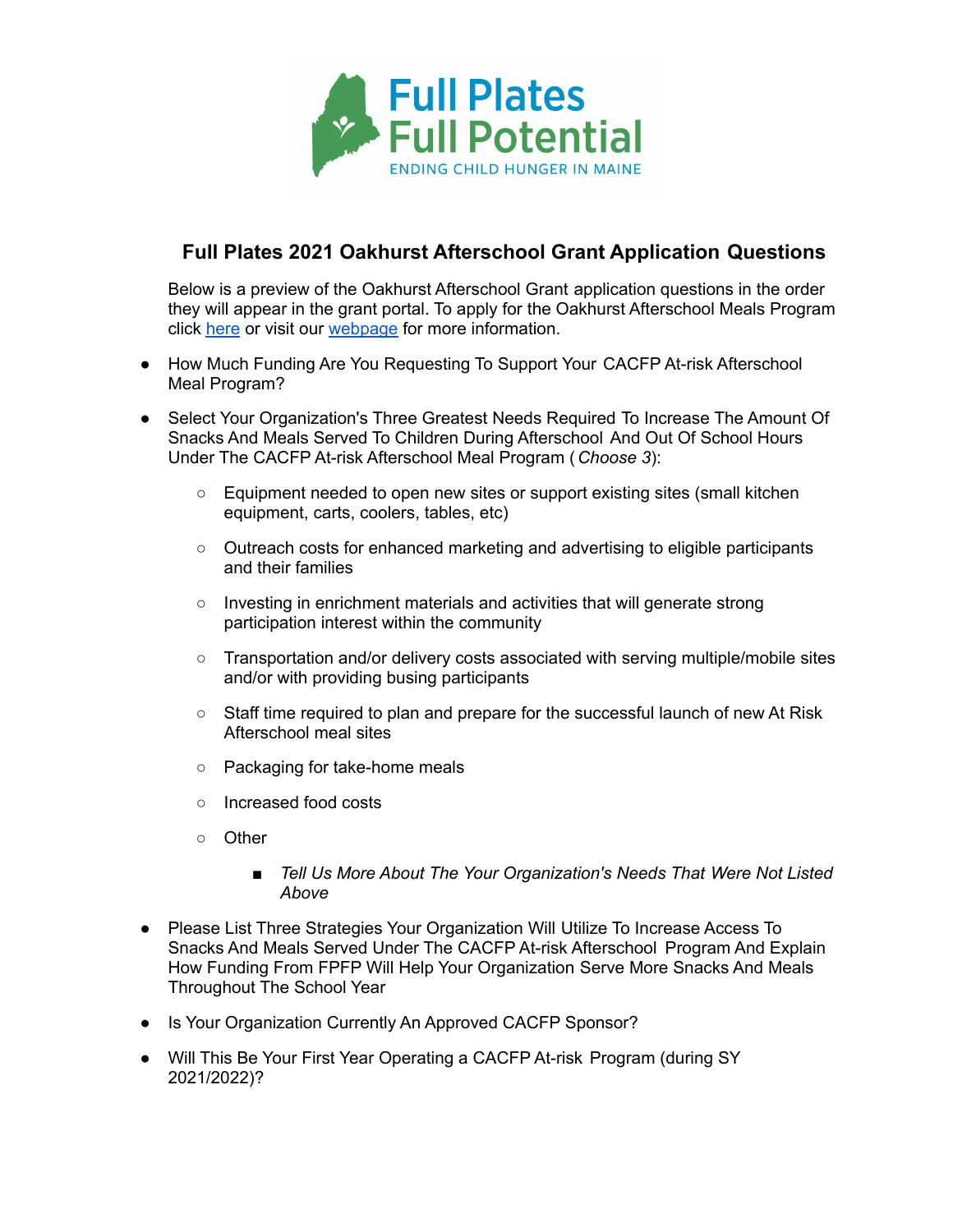# Full Plates 2021 Oakhurst Afterschool Grant Application Questions

Below is a preview of the Oakhurst Afterschool Grant application questions in the order they will appear in the grant portal. To apply for the Oakhurst Afterschool Meals Program click here or visit our webpage for more information.

- How Much Funding Are You Requesting To Support Your CACFP At-risk Afterschool Meal Program?
- Select Your Organization's Three Greatest Needs Required To Increase The Amount Of Snacks And Meals Served To Children During Afterschool And Out Of School Hours Under The CACFP At-risk Afterschool Meal Program (*Choose 3*):
  - Equipment needed to open new sites or support existing sites (small kitchen equipment, carts, coolers, tables, etc)
  - Outreach costs for enhanced marketing and advertising to eligible participants and their families
  - Investing in enrichment materials and activities that will generate strong participation interest within the community
  - Transportation and/or delivery costs associated with serving multiple/mobile sites and/or with providing busing participants
  - Staff time required to plan and prepare for the successful launch of new At Risk Afterschool meal sites
  - Packaging for take-home meals
  - Increased food costs
  - Other
    - *Tell Us More About The Your Organization's Needs That Were Not Listed Above*
- Please List Three Strategies Your Organization Will Utilize To Increase Access To Snacks And Meals Served Under The CACFP At-risk Afterschool Program And Explain How Funding From FPFP Will Help Your Organization Serve More Snacks And Meals Throughout The School Year
- Is Your Organization Currently An Approved CACFP Sponsor?
- Will This Be Your First Year Operating a CACFP At-risk Program (during SY 2021/2022)?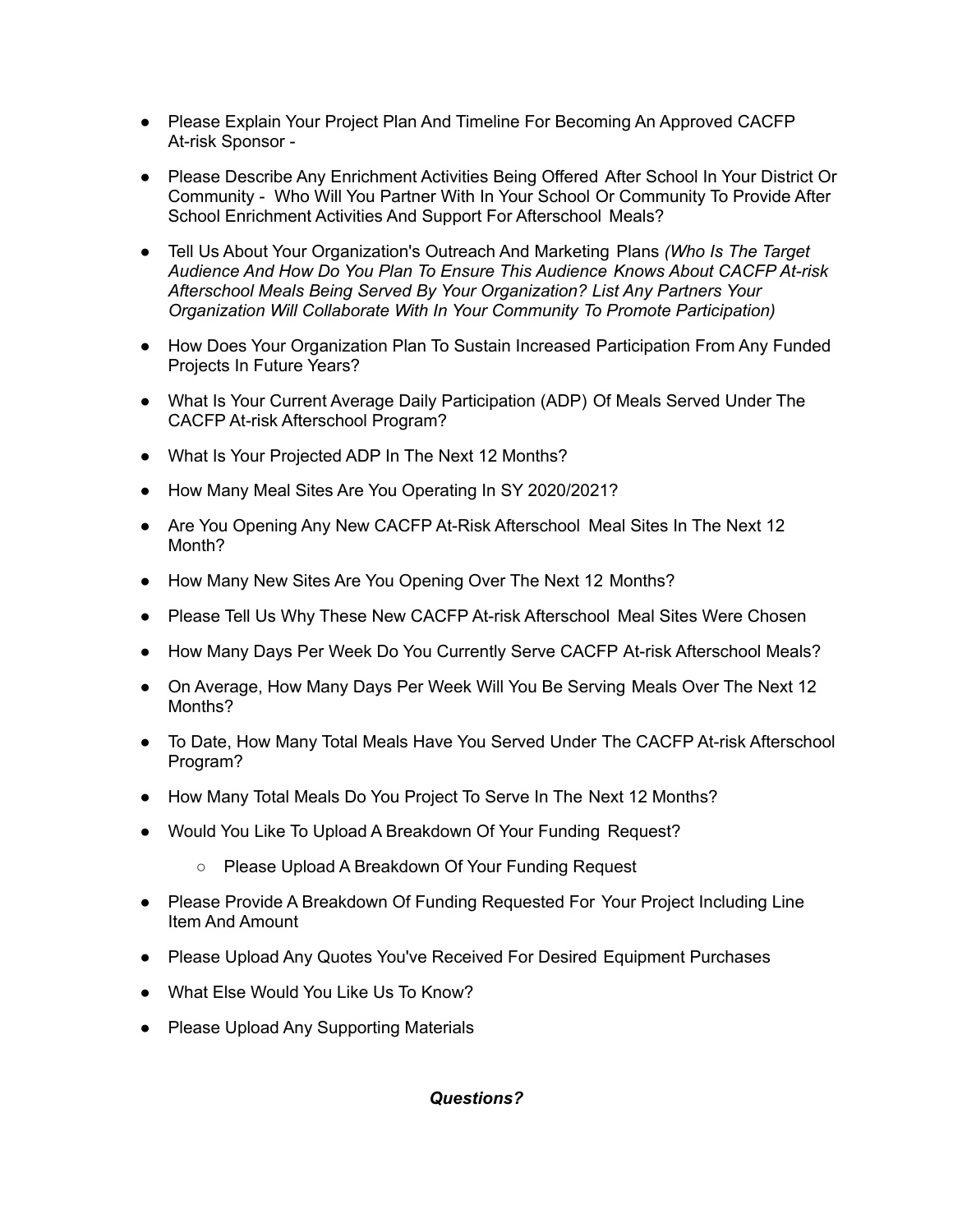- Please Explain Your Project Plan And Timeline For Becoming An Approved CACFP At-risk Sponsor -
- Please Describe Any Enrichment Activities Being Offered After School In Your District Or Community - Who Will You Partner With In Your School Or Community To Provide After School Enrichment Activities And Support For Afterschool Meals?
- Tell Us About Your Organization's Outreach And Marketing Plans *(Who Is The Target Audience And How Do You Plan To Ensure This Audience Knows About CACFP At-risk Afterschool Meals Being Served By Your Organization? List Any Partners Your Organization Will Collaborate With In Your Community To Promote Participation)*
- How Does Your Organization Plan To Sustain Increased Participation From Any Funded Projects In Future Years?
- What Is Your Current Average Daily Participation (ADP) Of Meals Served Under The CACFP At-risk Afterschool Program?
- What Is Your Projected ADP In The Next 12 Months?
- How Many Meal Sites Are You Operating In SY 2020/2021?
- Are You Opening Any New CACFP At-Risk Afterschool Meal Sites In The Next 12 Month?
- How Many New Sites Are You Opening Over The Next 12 Months?
- Please Tell Us Why These New CACFP At-risk Afterschool Meal Sites Were Chosen
- How Many Days Per Week Do You Currently Serve CACFP At-risk Afterschool Meals?
- On Average, How Many Days Per Week Will You Be Serving Meals Over The Next 12 Months?
- To Date, How Many Total Meals Have You Served Under The CACFP At-risk Afterschool Program?
- How Many Total Meals Do You Project To Serve In The Next 12 Months?
- Would You Like To Upload A Breakdown Of Your Funding Request?
  - Please Upload A Breakdown Of Your Funding Request
- Please Provide A Breakdown Of Funding Requested For Your Project Including Line Item And Amount
- Please Upload Any Quotes You've Received For Desired Equipment Purchases
- What Else Would You Like Us To Know?
- Please Upload Any Supporting Materials

***Questions?***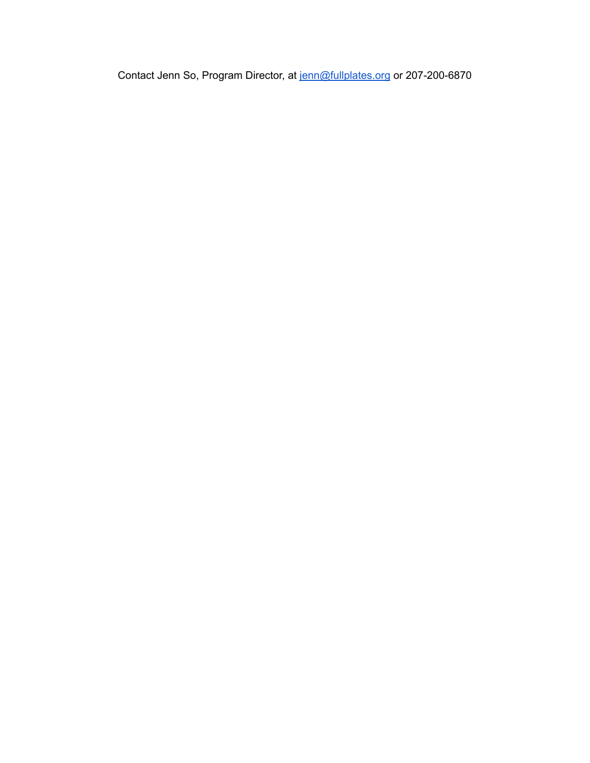Contact Jenn So, Program Director, at [jenn@fullplates.org](mailto:jenn@fullplates.org) or 207-200-6870